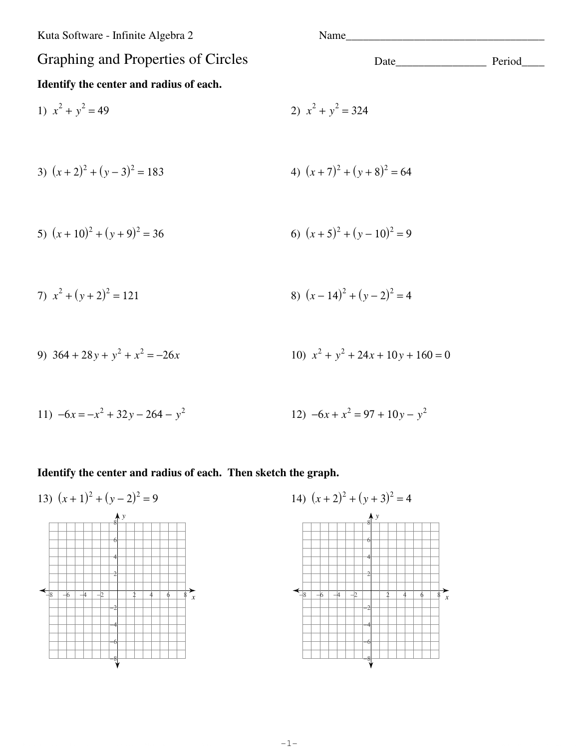Kuta Software - Infinite Algebra 2

Name___________________________________

# Graphing and Properties of Circles

Date________________ Period____

**Identify the center and radius of each.**

1) $x^2 + y^2 = 49$

2) $x^2 + y^2 = 324$

3) $(x + 2)^2 + (y - 3)^2 = 183$

4) $(x + 7)^2 + (y + 8)^2 = 64$

5) $(x + 10)^2 + (y + 9)^2 = 36$

6) $(x + 5)^2 + (y - 10)^2 = 9$

7) $x^2 + (y + 2)^2 = 121$

8) $(x - 14)^2 + (y - 2)^2 = 4$

9) $364 + 28y + y^2 + x^2 = -26x$

10) $x^2 + y^2 + 24x + 10y + 160 = 0$

11) $-6x = -x^2 + 32y - 264 - y^2$

12) $-6x + x^2 = 97 + 10y - y^2$

**Identify the center and radius of each. Then sketch the graph.**

13) $(x + 1)^2 + (y - 2)^2 = 9$

14) $(x + 2)^2 + (y + 3)^2 = 4$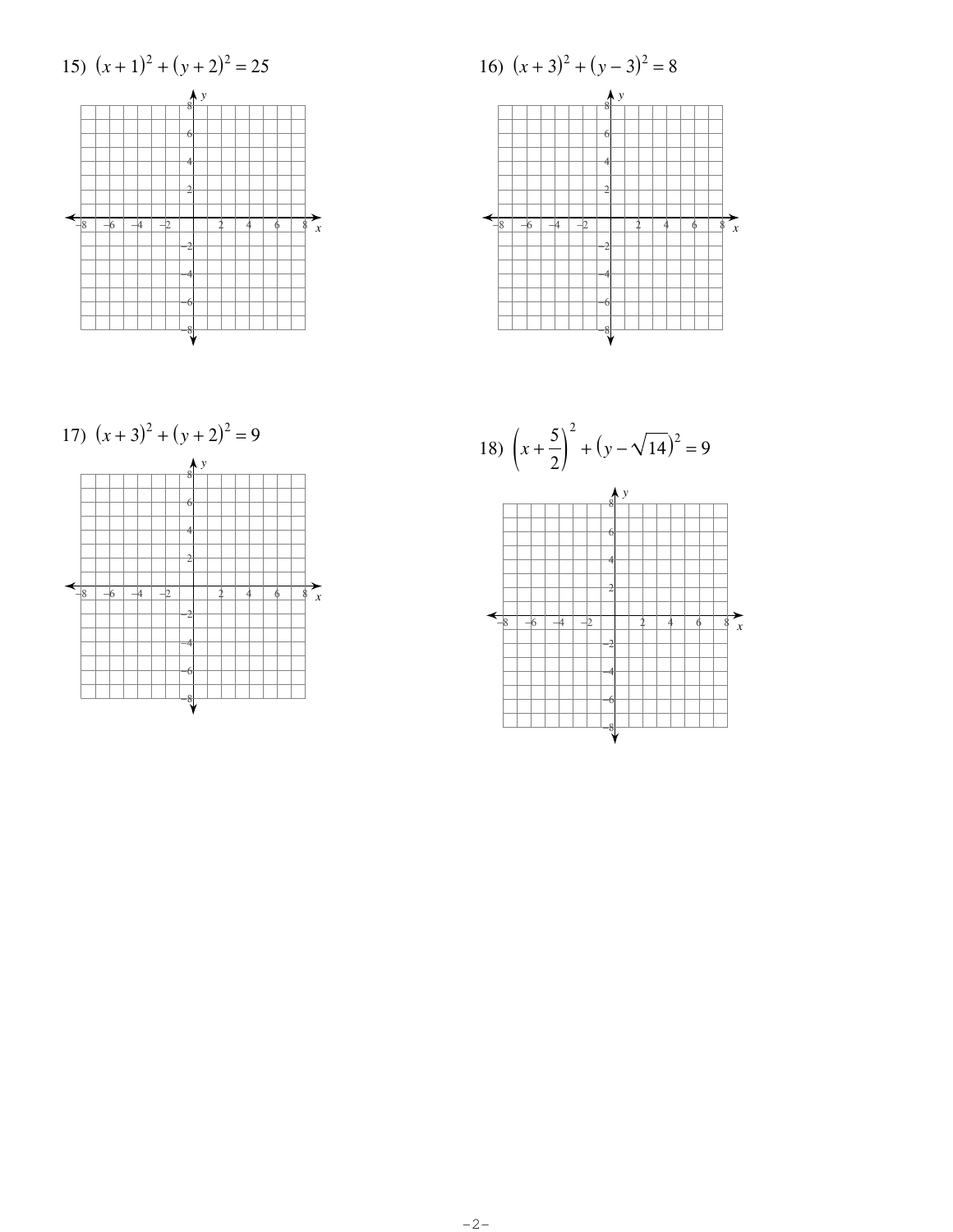15) $(x+1)^2 + (y+2)^2 = 25$

16) $(x+3)^2 + (y-3)^2 = 8$

17) $(x+3)^2 + (y+2)^2 = 9$

18) $\left(x+\frac{5}{2}\right)^2 + \left(y-\sqrt{14}\right)^2 = 9$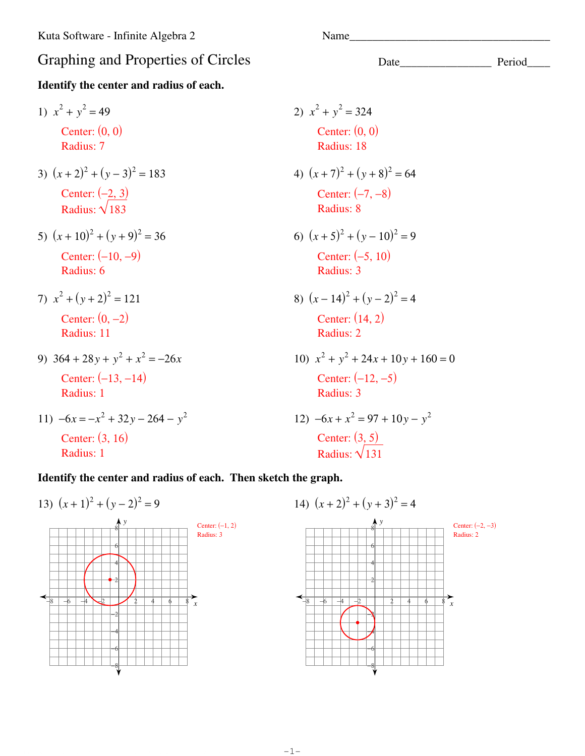Kuta Software - Infinite Algebra 2

Name___________________________________

# Graphing and Properties of Circles

Date________________ Period____

**Identify the center and radius of each.**

1) $x^2 + y^2 = 49$

Center: $(0, 0)$
Radius: $7$

2) $x^2 + y^2 = 324$

Center: $(0, 0)$
Radius: $18$

3) $(x + 2)^2 + (y - 3)^2 = 183$

Center: $(-2, 3)$
Radius: $\sqrt{183}$

4) $(x + 7)^2 + (y + 8)^2 = 64$

Center: $(-7, -8)$
Radius: $8$

5) $(x + 10)^2 + (y + 9)^2 = 36$

Center: $(-10, -9)$
Radius: $6$

6) $(x + 5)^2 + (y - 10)^2 = 9$

Center: $(-5, 10)$
Radius: $3$

7) $x^2 + (y + 2)^2 = 121$

Center: $(0, -2)$
Radius: $11$

8) $(x - 14)^2 + (y - 2)^2 = 4$

Center: $(14, 2)$
Radius: $2$

9) $364 + 28y + y^2 + x^2 = -26x$

Center: $(-13, -14)$
Radius: $1$

10) $x^2 + y^2 + 24x + 10y + 160 = 0$

Center: $(-12, -5)$
Radius: $3$

11) $-6x = -x^2 + 32y - 264 - y^2$

Center: $(3, 16)$
Radius: $1$

12) $-6x + x^2 = 97 + 10y - y^2$

Center: $(3, 5)$
Radius: $\sqrt{131}$

**Identify the center and radius of each. Then sketch the graph.**

13) $(x + 1)^2 + (y - 2)^2 = 9$

Center: $(-1, 2)$
Radius: $3$

14) $(x + 2)^2 + (y + 3)^2 = 4$

Center: $(-2, -3)$
Radius: $2$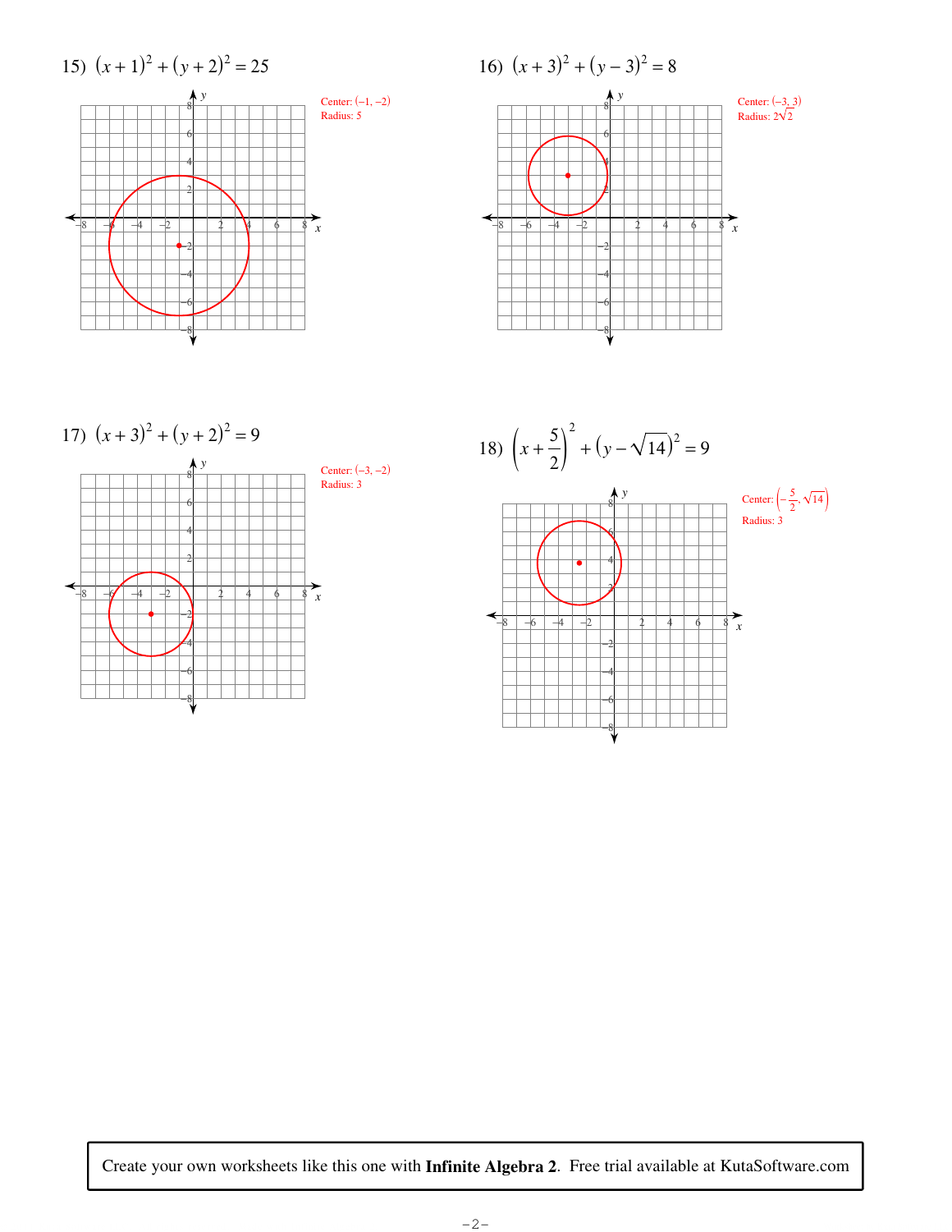15) $(x+1)^2 + (y+2)^2 = 25$

Center: $(-1, -2)$
Radius: 5

16) $(x+3)^2 + (y-3)^2 = 8$

Center: $(-3, 3)$
Radius: $2\sqrt{2}$

17) $(x+3)^2 + (y+2)^2 = 9$

Center: $(-3, -2)$
Radius: 3

18) $\left(x + \frac{5}{2}\right)^2 + (y - \sqrt{14})^2 = 9$

Center: $\left(-\frac{5}{2}, \sqrt{14}\right)$
Radius: 3

Create your own worksheets like this one with **Infinite Algebra 2**. Free trial available at KutaSoftware.com